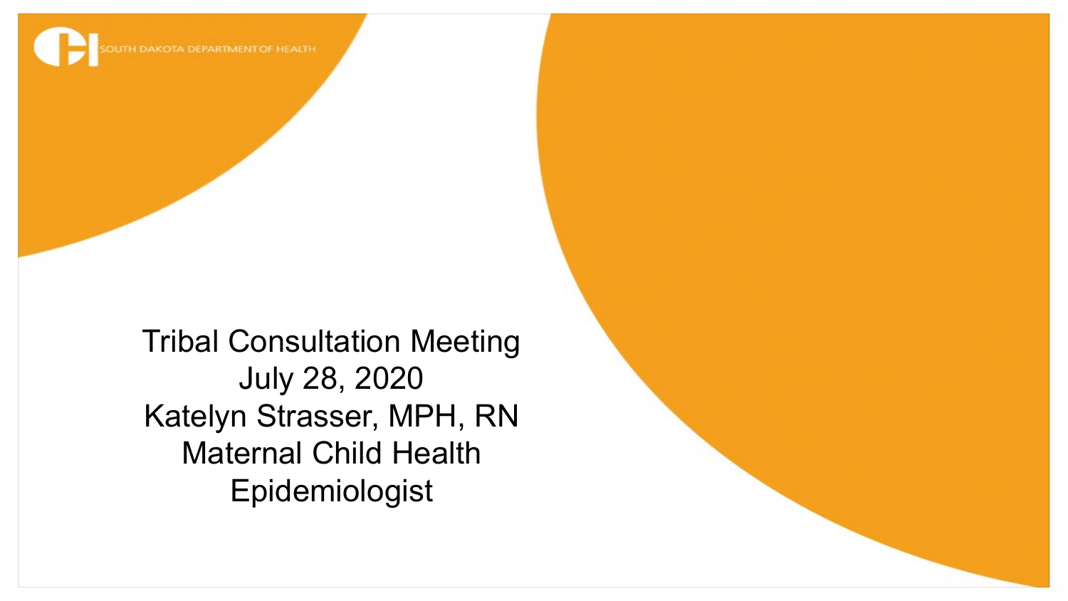SOUTH DAKOTA DEPARTMENT OF HEALTH

# Tribal Consultation Meeting

July 28, 2020

Katelyn Strasser, MPH, RN

Maternal Child Health Epidemiologist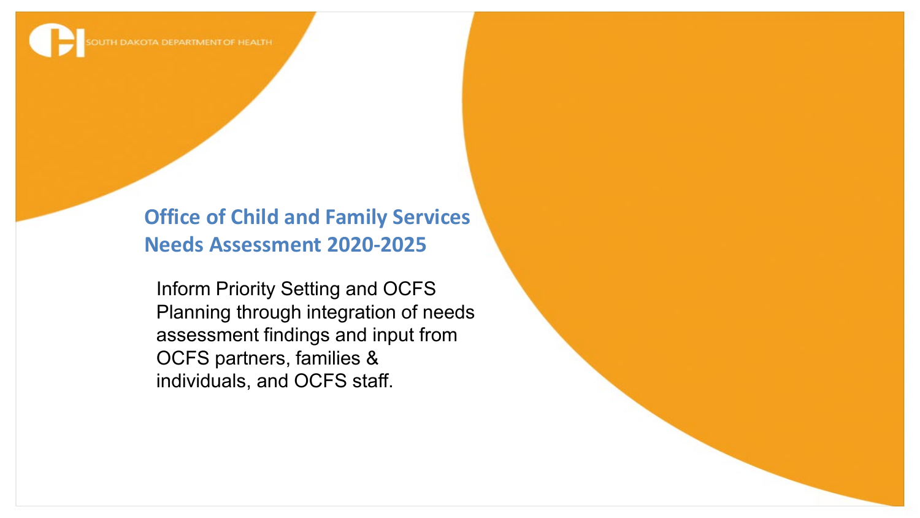SOUTH DAKOTA DEPARTMENT OF HEALTH

# Office of Child and Family Services Needs Assessment 2020-2025

Inform Priority Setting and OCFS Planning through integration of needs assessment findings and input from OCFS partners, families & individuals, and OCFS staff.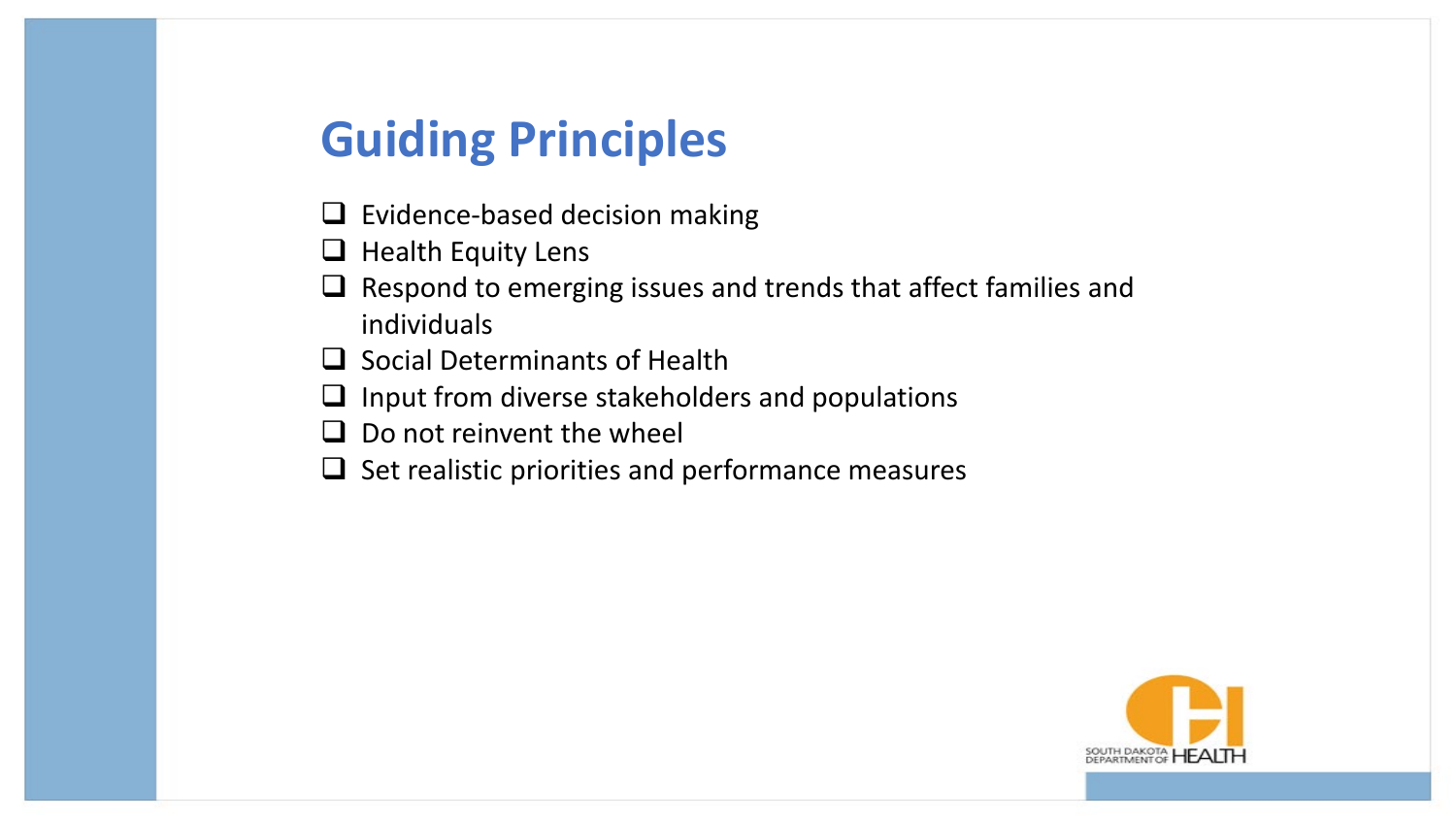## Guiding Principles

- Evidence-based decision making
- Health Equity Lens
- Respond to emerging issues and trends that affect families and individuals
- Social Determinants of Health
- Input from diverse stakeholders and populations
- Do not reinvent the wheel
- Set realistic priorities and performance measures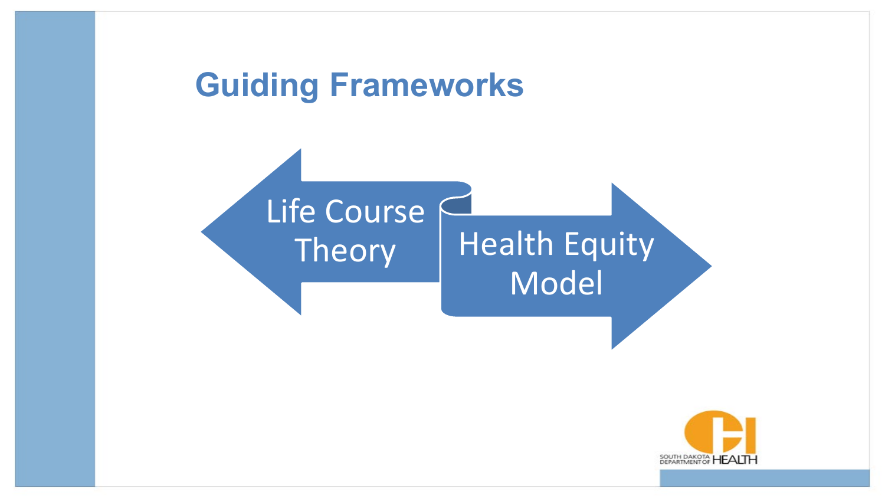# Guiding Frameworks

Life Course Theory

Health Equity Model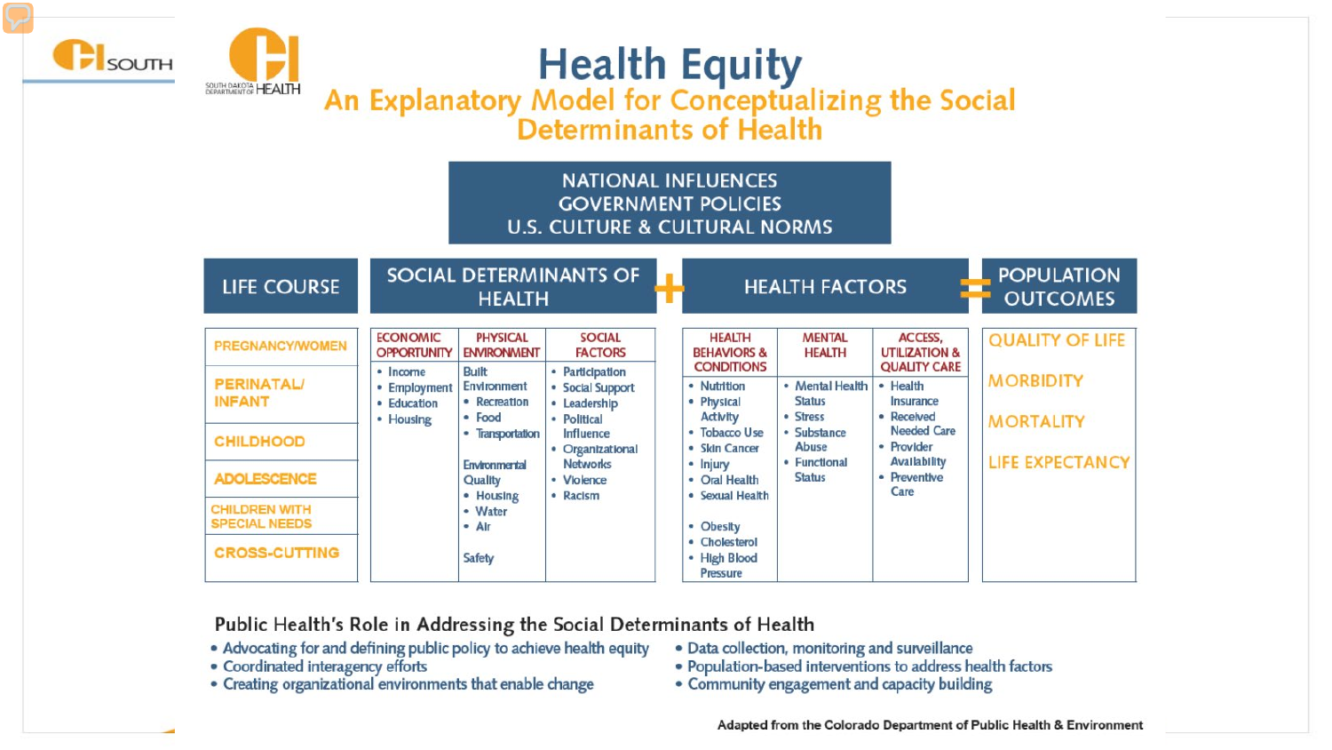# Health Equity

## An Explanatory Model for Conceptualizing the Social Determinants of Health

**NATIONAL INFLUENCES**
**GOVERNMENT POLICIES**
**U.S. CULTURE & CULTURAL NORMS**

| LIFE COURSE | SOCIAL DETERMINANTS OF HEALTH | | | + | HEALTH FACTORS | | | = | POPULATION OUTCOMES |
|---|---|---|---|---|---|---|---|---|---|
| | ECONOMIC OPPORTUNITY | PHYSICAL ENVIRONMENT | SOCIAL FACTORS | | HEALTH BEHAVIORS & CONDITIONS | MENTAL HEALTH | ACCESS, UTILIZATION & QUALITY CARE | | |
| PREGNANCY/WOMEN<br>PERINATAL/ INFANT<br>CHILDHOOD<br>ADOLESCENCE<br>CHILDREN WITH SPECIAL NEEDS<br>CROSS-CUTTING | • Income<br>• Employment<br>• Education<br>• Housing | Built Environment<br>• Recreation<br>• Food<br>• Transportation<br><br>Environmental Quality<br>• Housing<br>• Water<br>• Air<br><br>Safety | • Participation<br>• Social Support<br>• Leadership<br>• Political Influence<br>• Organizational Networks<br>• Violence<br>• Racism | | • Nutrition<br>• Physical Activity<br>• Tobacco Use<br>• Skin Cancer<br>• Injury<br>• Oral Health<br>• Sexual Health<br><br>• Obesity<br>• Cholesterol<br>• High Blood Pressure | • Mental Health Status<br>• Stress<br>• Substance Abuse<br>• Functional Status | • Health Insurance<br>• Received Needed Care<br>• Provider Availability<br>• Preventive Care | | QUALITY OF LIFE<br>MORBIDITY<br>MORTALITY<br>LIFE EXPECTANCY |

### Public Health's Role in Addressing the Social Determinants of Health

- Advocating for and defining public policy to achieve health equity
- Coordinated interagency efforts
- Creating organizational environments that enable change
- Data collection, monitoring and surveillance
- Population-based interventions to address health factors
- Community engagement and capacity building

Adapted from the Colorado Department of Public Health & Environment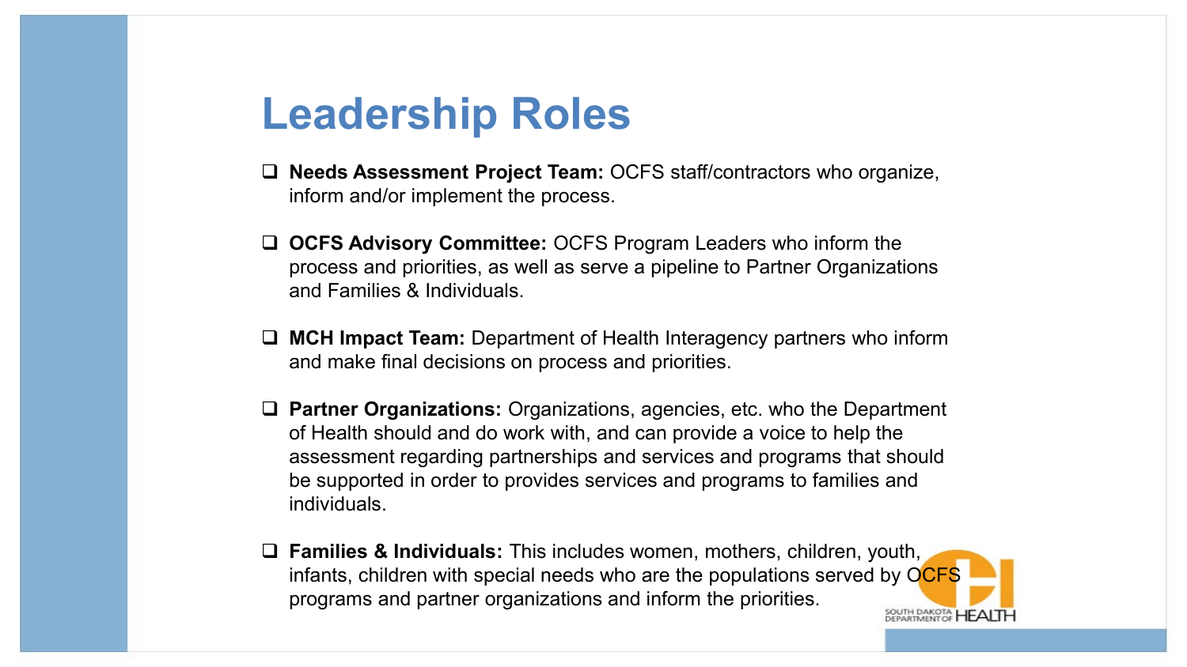# Leadership Roles

- **Needs Assessment Project Team:** OCFS staff/contractors who organize, inform and/or implement the process.
- **OCFS Advisory Committee:** OCFS Program Leaders who inform the process and priorities, as well as serve a pipeline to Partner Organizations and Families & Individuals.
- **MCH Impact Team:** Department of Health Interagency partners who inform and make final decisions on process and priorities.
- **Partner Organizations:** Organizations, agencies, etc. who the Department of Health should and do work with, and can provide a voice to help the assessment regarding partnerships and services and programs that should be supported in order to provides services and programs to families and individuals.
- **Families & Individuals:** This includes women, mothers, children, youth, infants, children with special needs who are the populations served by OCFS programs and partner organizations and inform the priorities.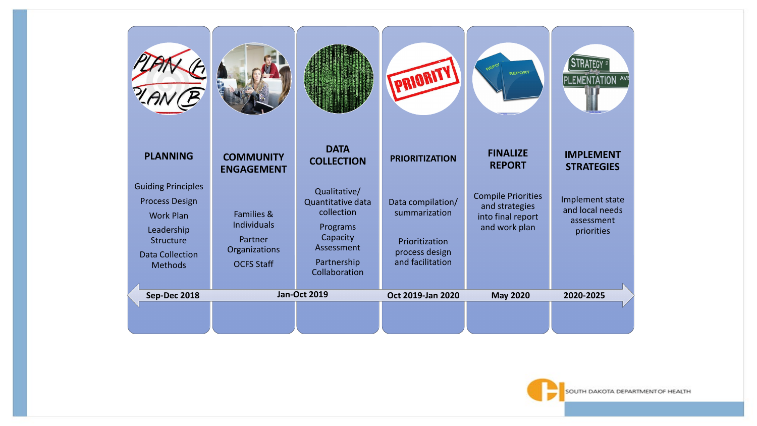| PLANNING | COMMUNITY ENGAGEMENT | DATA COLLECTION | PRIORITIZATION | FINALIZE REPORT | IMPLEMENT STRATEGIES |
|---|---|---|---|---|---|
| Guiding Principles<br>Process Design<br>Work Plan<br>Leadership Structure<br>Data Collection Methods | Families & Individuals<br>Partner Organizations<br>OCFS Staff | Qualitative/ Quantitative data collection<br>Programs Capacity Assessment<br>Partnership Collaboration | Data compilation/ summarization<br>Prioritization process design and facilitation | Compile Priorities and strategies into final report and work plan | Implement state and local needs assessment priorities |
| Sep-Dec 2018 | Jan-Oct 2019 | | Oct 2019-Jan 2020 | May 2020 | 2020-2025 |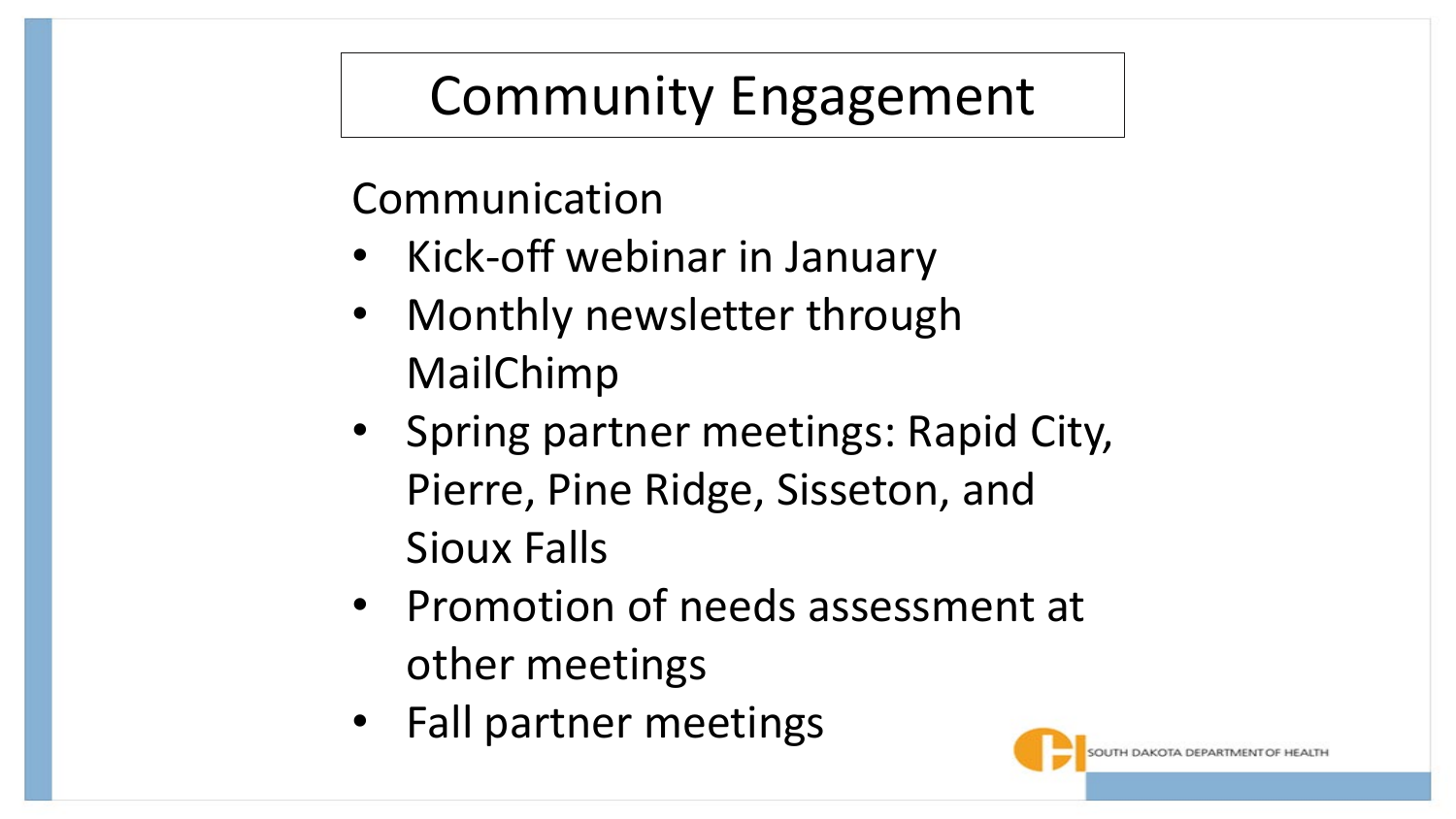# Community Engagement

Communication

- Kick-off webinar in January
- Monthly newsletter through MailChimp
- Spring partner meetings: Rapid City, Pierre, Pine Ridge, Sisseton, and Sioux Falls
- Promotion of needs assessment at other meetings
- Fall partner meetings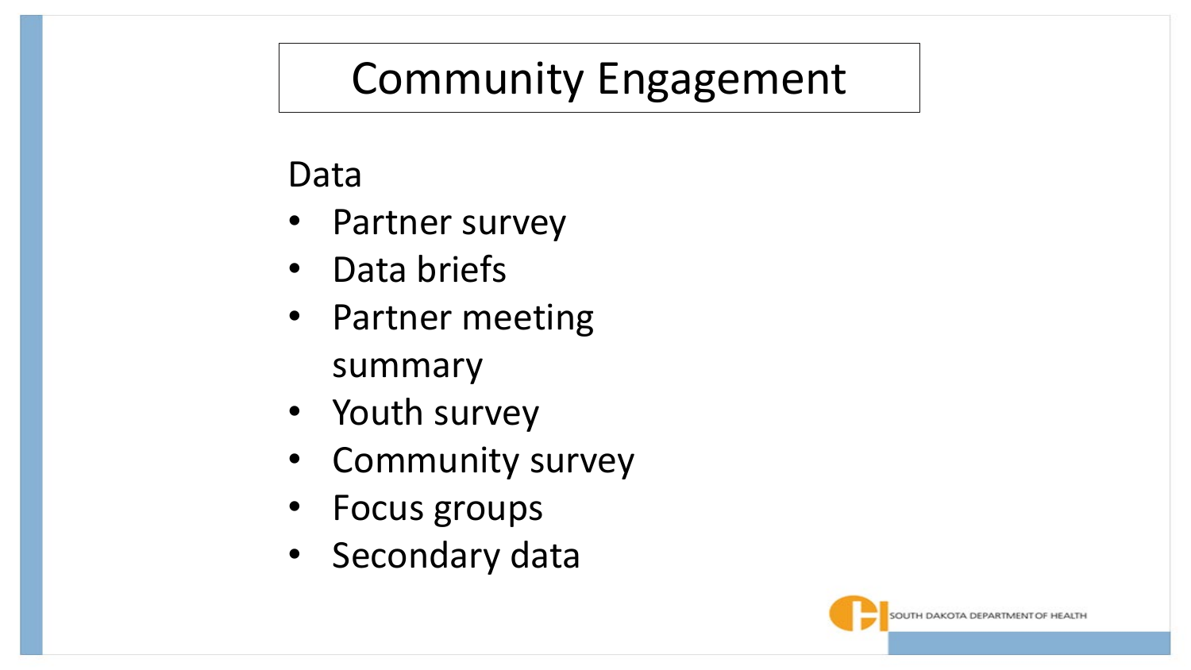# Community Engagement

Data

- Partner survey
- Data briefs
- Partner meeting summary
- Youth survey
- Community survey
- Focus groups
- Secondary data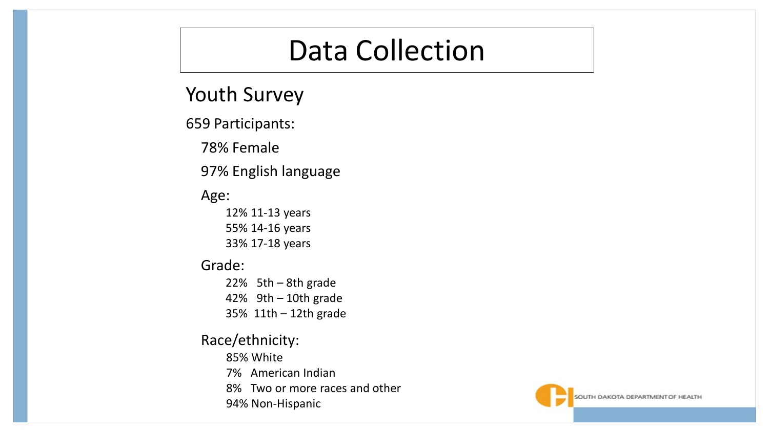# Data Collection

## Youth Survey

659 Participants:

- 78% Female
- 97% English language
- Age:
  - 12% 11-13 years
  - 55% 14-16 years
  - 33% 17-18 years
- Grade:
  - 22% 5th – 8th grade
  - 42% 9th – 10th grade
  - 35% 11th – 12th grade
- Race/ethnicity:
  - 85% White
  - 7% American Indian
  - 8% Two or more races and other
  - 94% Non-Hispanic

SOUTH DAKOTA DEPARTMENT OF HEALTH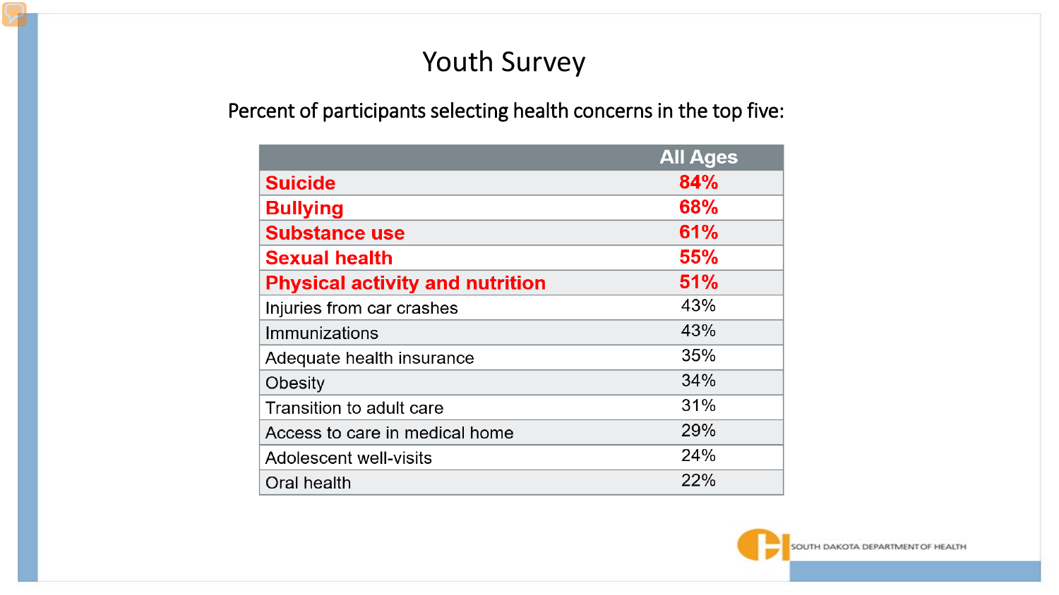# Youth Survey

Percent of participants selecting health concerns in the top five:

| | All Ages |
|---|---|
| **Suicide** | **84%** |
| **Bullying** | **68%** |
| **Substance use** | **61%** |
| **Sexual health** | **55%** |
| **Physical activity and nutrition** | **51%** |
| Injuries from car crashes | 43% |
| Immunizations | 43% |
| Adequate health insurance | 35% |
| Obesity | 34% |
| Transition to adult care | 31% |
| Access to care in medical home | 29% |
| Adolescent well-visits | 24% |
| Oral health | 22% |

SOUTH DAKOTA DEPARTMENT OF HEALTH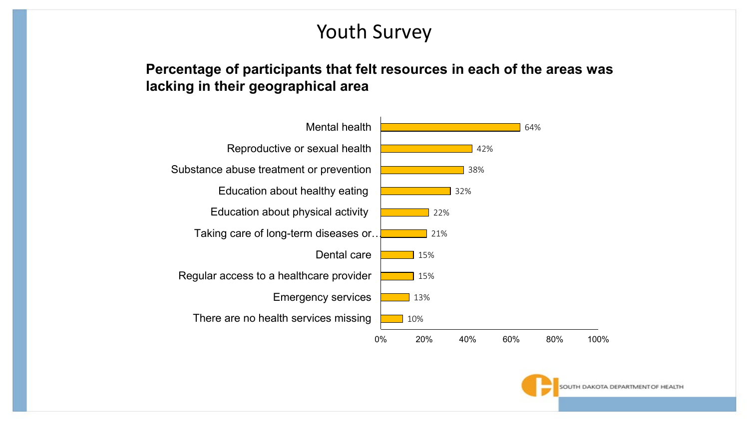# Youth Survey

**Percentage of participants that felt resources in each of the areas was lacking in their geographical area**

| Area | Percentage |
| --- | --- |
| Mental health | 64% |
| Reproductive or sexual health | 42% |
| Substance abuse treatment or prevention | 38% |
| Education about healthy eating | 32% |
| Education about physical activity | 22% |
| Taking care of long-term diseases or… | 21% |
| Dental care | 15% |
| Regular access to a healthcare provider | 15% |
| Emergency services | 13% |
| There are no health services missing | 10% |

SOUTH DAKOTA DEPARTMENT OF HEALTH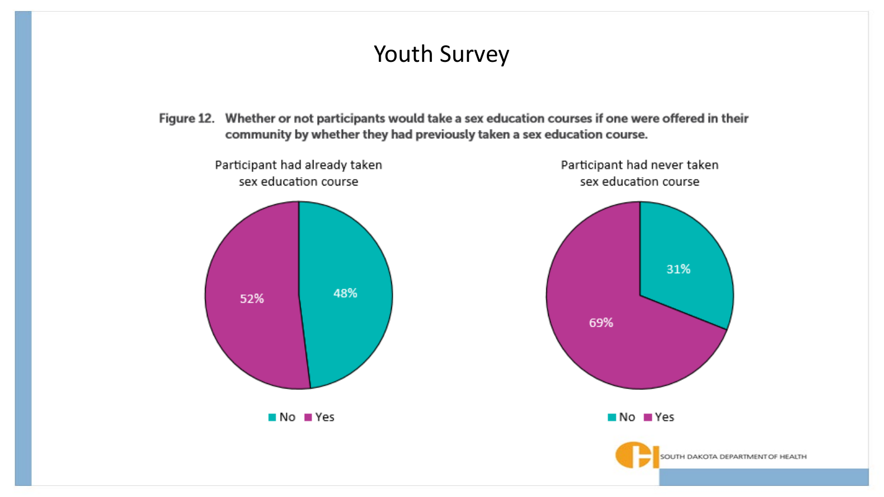# Youth Survey

**Figure 12. Whether or not participants would take a sex education courses if one were offered in their community by whether they had previously taken a sex education course.**

Participant had already taken sex education course

- No: 48%
- Yes: 52%

Participant had never taken sex education course

- No: 31%
- Yes: 69%

SOUTH DAKOTA DEPARTMENT OF HEALTH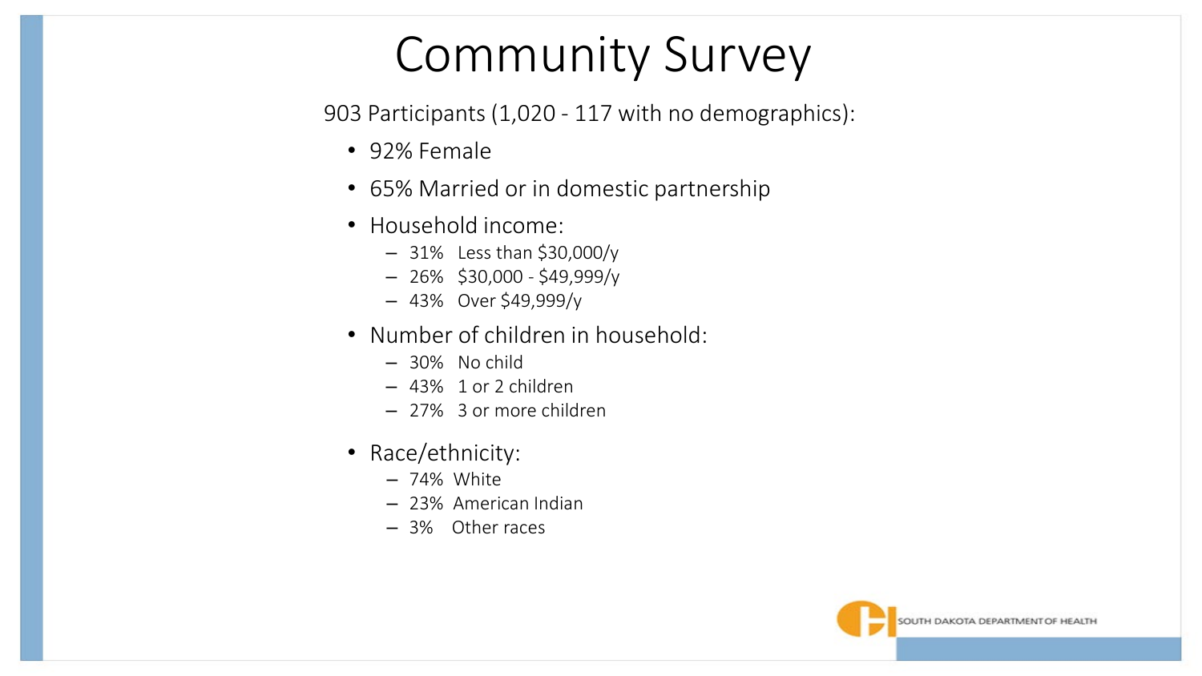# Community Survey

903 Participants (1,020 - 117 with no demographics):

- 92% Female
- 65% Married or in domestic partnership
- Household income:
  - 31% Less than $30,000/y
  - 26% $30,000 - $49,999/y
  - 43% Over $49,999/y
- Number of children in household:
  - 30% No child
  - 43% 1 or 2 children
  - 27% 3 or more children
- Race/ethnicity:
  - 74% White
  - 23% American Indian
  - 3% Other races

SOUTH DAKOTA DEPARTMENT OF HEALTH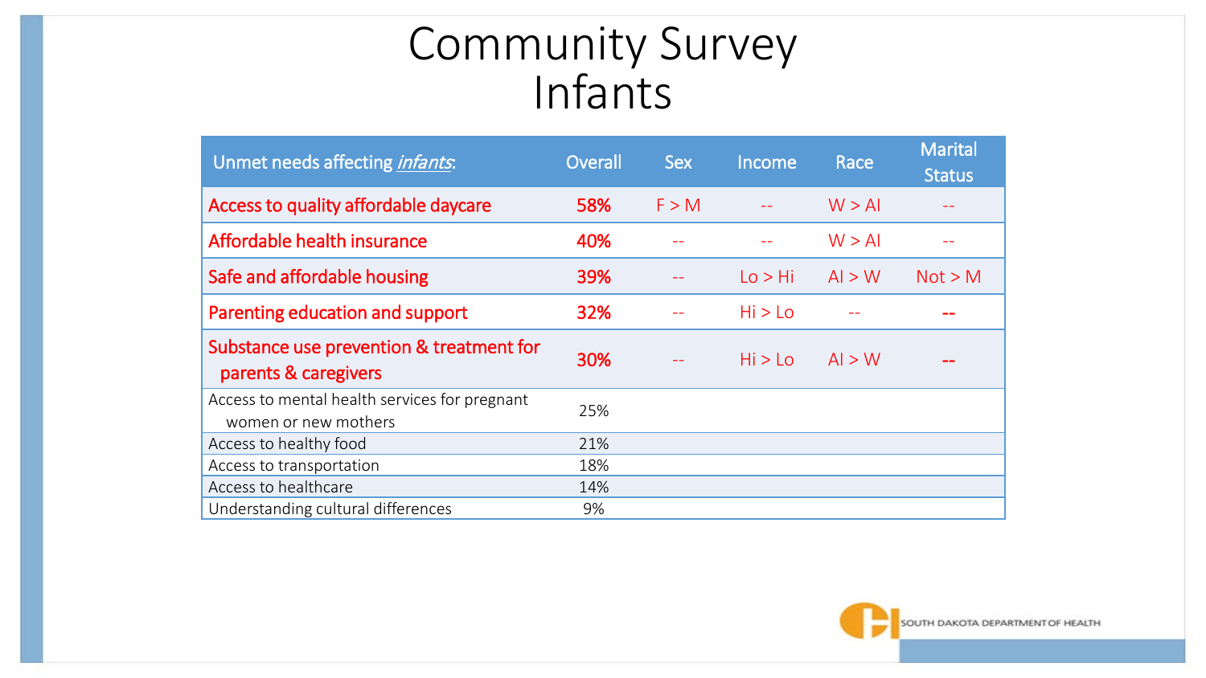# Community Survey
# Infants

| Unmet needs affecting *infants*: | Overall | Sex | Income | Race | Marital Status |
|---|---|---|---|---|---|
| Access to quality affordable daycare | 58% | F > M | -- | W > AI | -- |
| Affordable health insurance | 40% | -- | -- | W > AI | -- |
| Safe and affordable housing | 39% | -- | Lo > Hi | AI > W | Not > M |
| Parenting education and support | 32% | -- | Hi > Lo | -- | -- |
| Substance use prevention & treatment for parents & caregivers | 30% | -- | Hi > Lo | AI > W | -- |
| Access to mental health services for pregnant women or new mothers | 25% | | | | |
| Access to healthy food | 21% | | | | |
| Access to transportation | 18% | | | | |
| Access to healthcare | 14% | | | | |
| Understanding cultural differences | 9% | | | | |

SOUTH DAKOTA DEPARTMENT OF HEALTH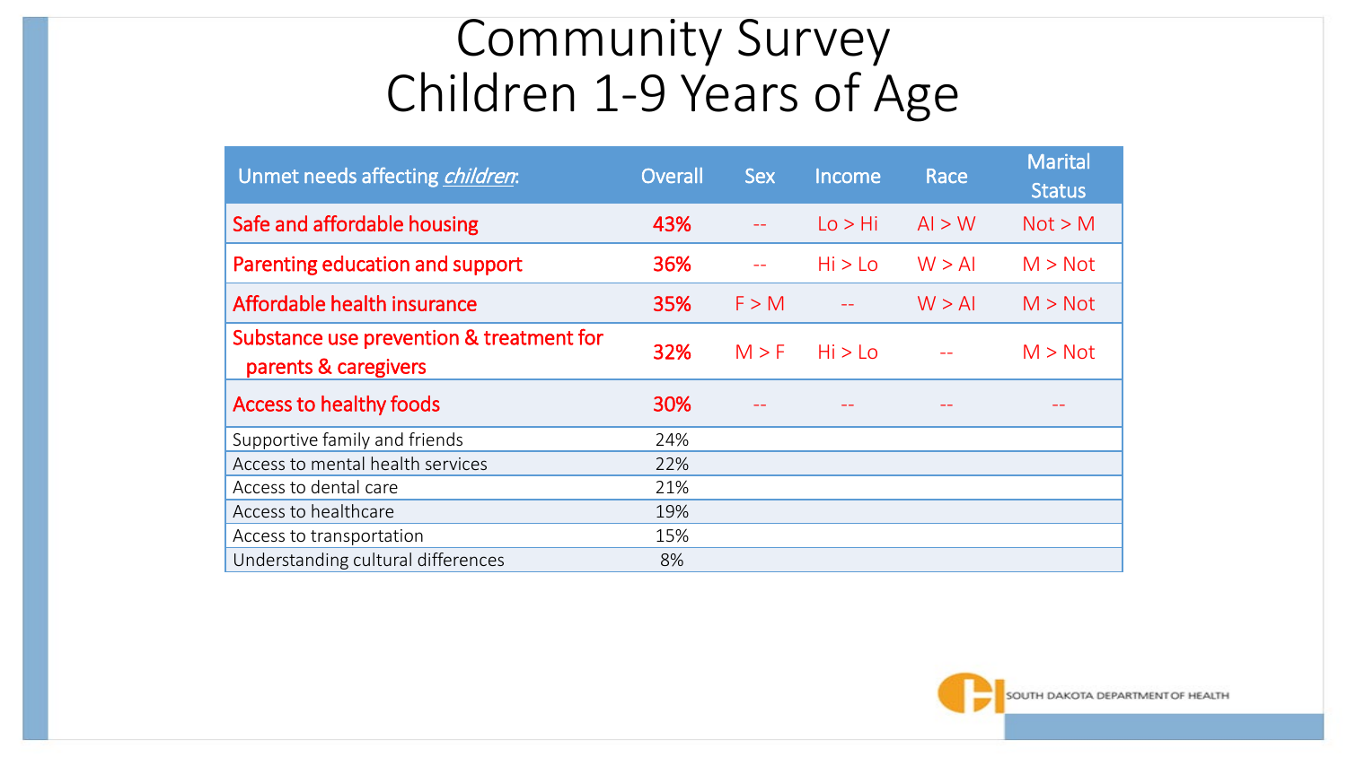# Community Survey
# Children 1-9 Years of Age

| Unmet needs affecting *children*: | Overall | Sex | Income | Race | Marital Status |
|---|---|---|---|---|---|
| Safe and affordable housing | 43% | -- | Lo > Hi | AI > W | Not > M |
| Parenting education and support | 36% | -- | Hi > Lo | W > AI | M > Not |
| Affordable health insurance | 35% | F > M | -- | W > AI | M > Not |
| Substance use prevention & treatment for parents & caregivers | 32% | M > F | Hi > Lo | -- | M > Not |
| Access to healthy foods | 30% | -- | -- | -- | -- |
| Supportive family and friends | 24% | | | | |
| Access to mental health services | 22% | | | | |
| Access to dental care | 21% | | | | |
| Access to healthcare | 19% | | | | |
| Access to transportation | 15% | | | | |
| Understanding cultural differences | 8% | | | | |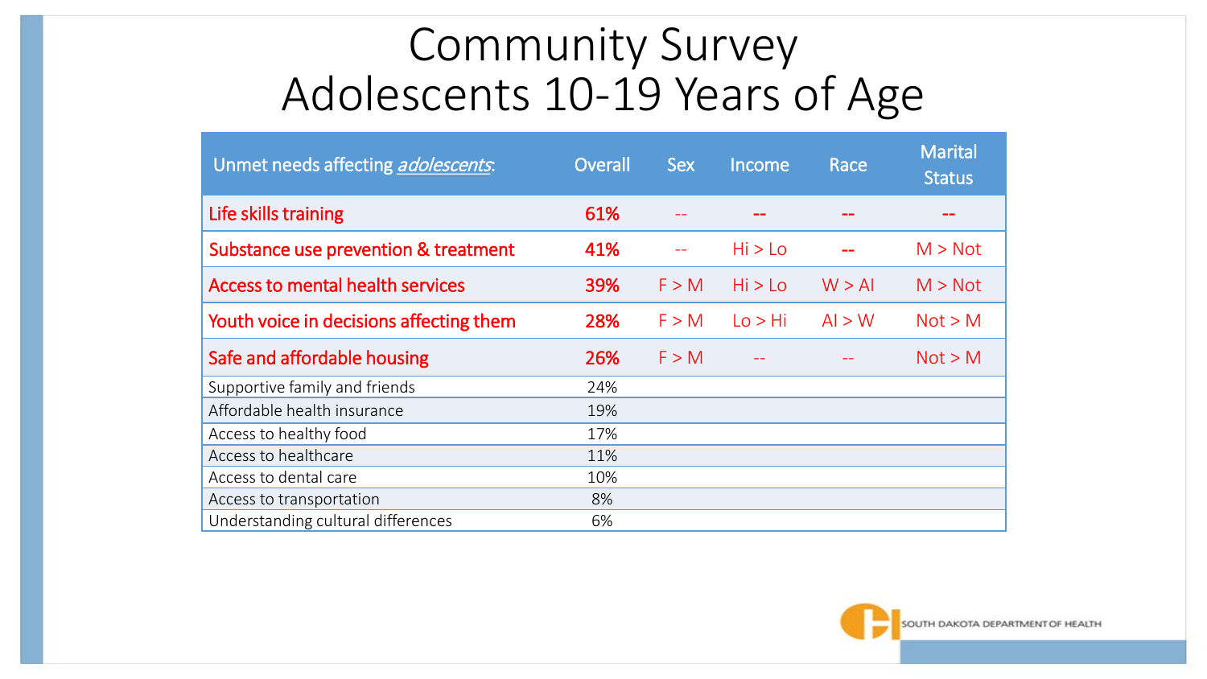# Community Survey
# Adolescents 10-19 Years of Age

| Unmet needs affecting *adolescents*: | Overall | Sex | Income | Race | Marital Status |
|---|---|---|---|---|---|
| Life skills training | 61% | -- | -- | -- | -- |
| Substance use prevention & treatment | 41% | -- | Hi > Lo | -- | M > Not |
| Access to mental health services | 39% | F > M | Hi > Lo | W > AI | M > Not |
| Youth voice in decisions affecting them | 28% | F > M | Lo > Hi | AI > W | Not > M |
| Safe and affordable housing | 26% | F > M | -- | -- | Not > M |
| Supportive family and friends | 24% | | | | |
| Affordable health insurance | 19% | | | | |
| Access to healthy food | 17% | | | | |
| Access to healthcare | 11% | | | | |
| Access to dental care | 10% | | | | |
| Access to transportation | 8% | | | | |
| Understanding cultural differences | 6% | | | | |

SOUTH DAKOTA DEPARTMENT OF HEALTH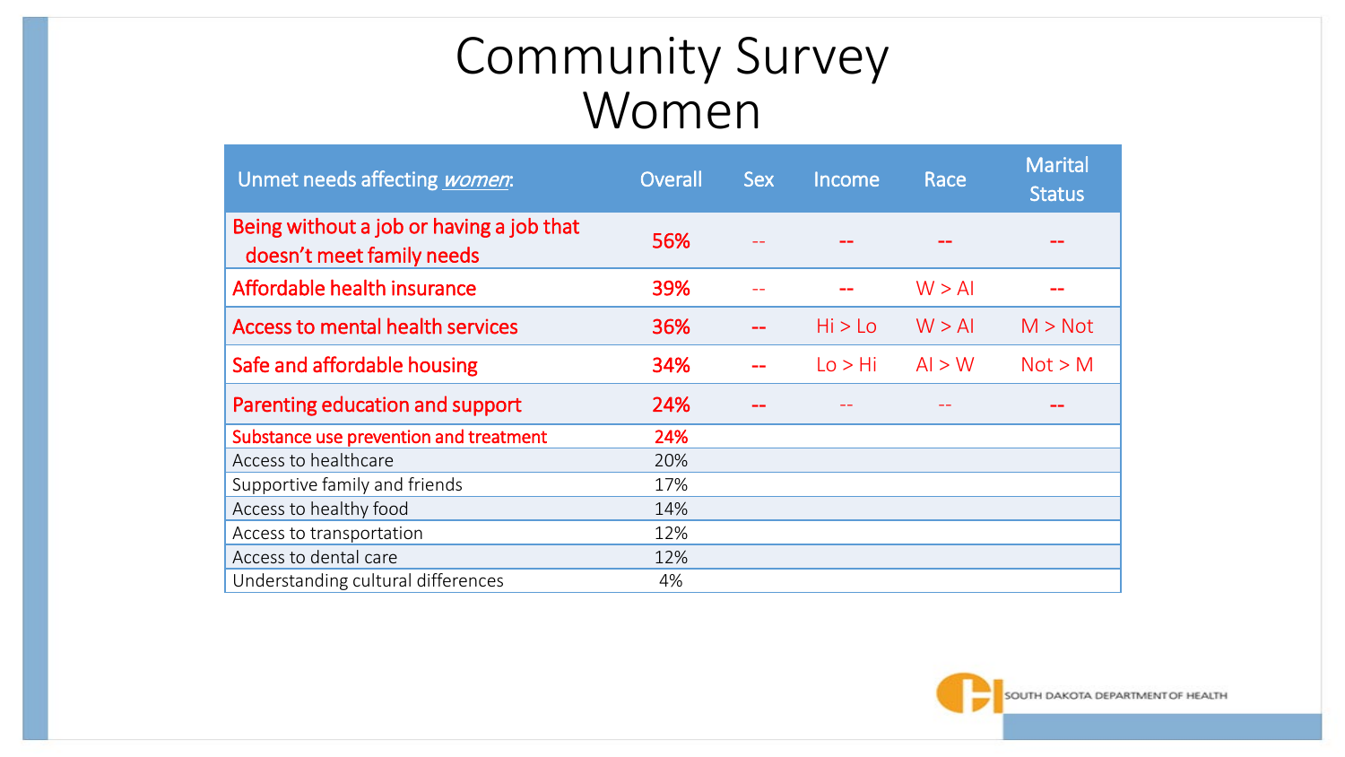# Community Survey Women

| Unmet needs affecting *women*: | Overall | Sex | Income | Race | Marital Status |
|---|---|---|---|---|---|
| Being without a job or having a job that doesn't meet family needs | 56% | -- | -- | -- | -- |
| Affordable health insurance | 39% | -- | -- | W > AI | -- |
| Access to mental health services | 36% | -- | Hi > Lo | W > AI | M > Not |
| Safe and affordable housing | 34% | -- | Lo > Hi | AI > W | Not > M |
| Parenting education and support | 24% | -- | -- | -- | -- |
| Substance use prevention and treatment | 24% | | | | |
| Access to healthcare | 20% | | | | |
| Supportive family and friends | 17% | | | | |
| Access to healthy food | 14% | | | | |
| Access to transportation | 12% | | | | |
| Access to dental care | 12% | | | | |
| Understanding cultural differences | 4% | | | | |

SOUTH DAKOTA DEPARTMENT OF HEALTH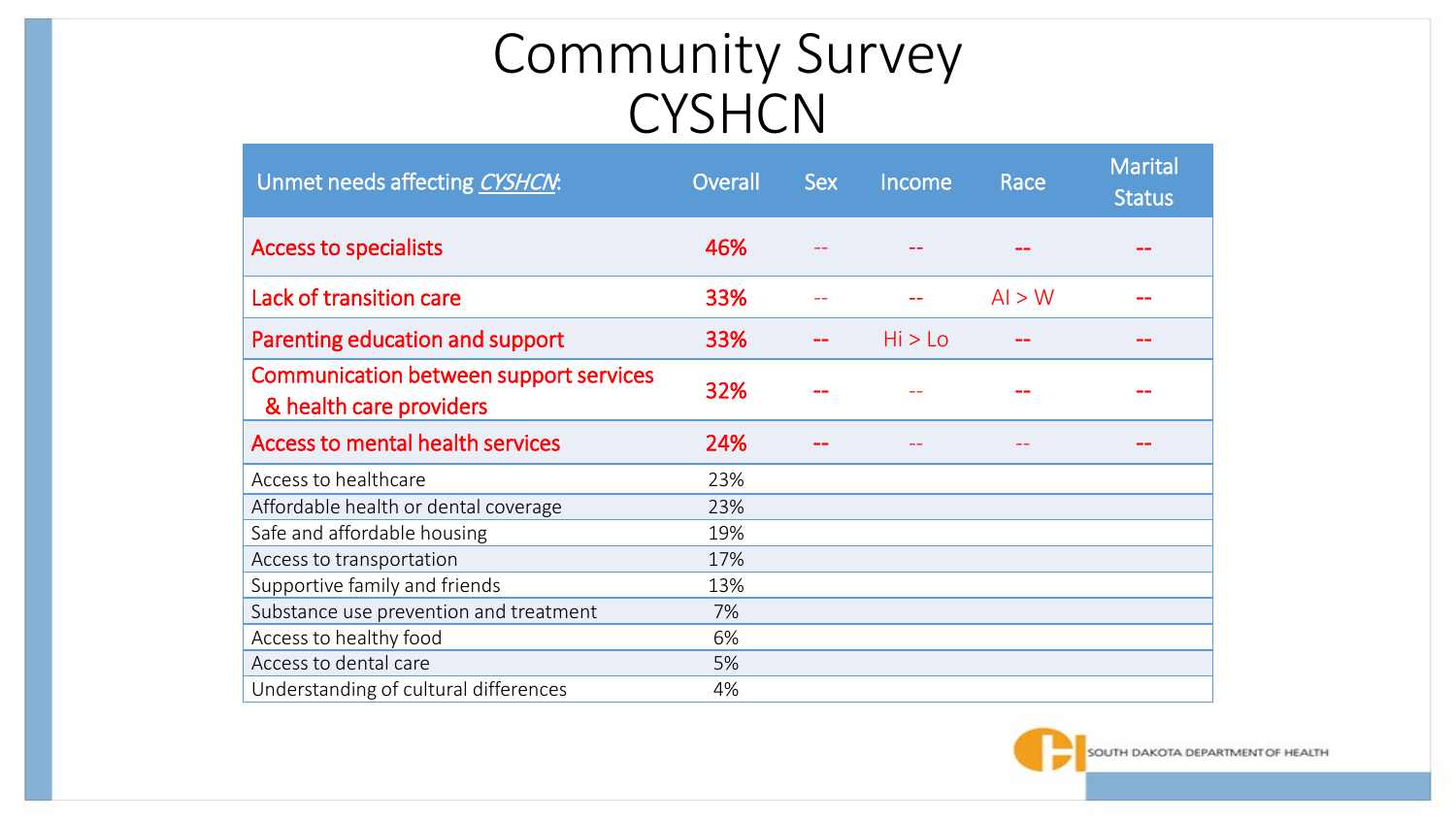# Community Survey CYSHCN

| Unmet needs affecting *CYSHCN*: | Overall | Sex | Income | Race | Marital Status |
|---|---|---|---|---|---|
| Access to specialists | 46% | -- | -- | -- | -- |
| Lack of transition care | 33% | -- | -- | AI > W | -- |
| Parenting education and support | 33% | -- | Hi > Lo | -- | -- |
| Communication between support services & health care providers | 32% | -- | -- | -- | -- |
| Access to mental health services | 24% | -- | -- | -- | -- |
| Access to healthcare | 23% | | | | |
| Affordable health or dental coverage | 23% | | | | |
| Safe and affordable housing | 19% | | | | |
| Access to transportation | 17% | | | | |
| Supportive family and friends | 13% | | | | |
| Substance use prevention and treatment | 7% | | | | |
| Access to healthy food | 6% | | | | |
| Access to dental care | 5% | | | | |
| Understanding of cultural differences | 4% | | | | |

SOUTH DAKOTA DEPARTMENT OF HEALTH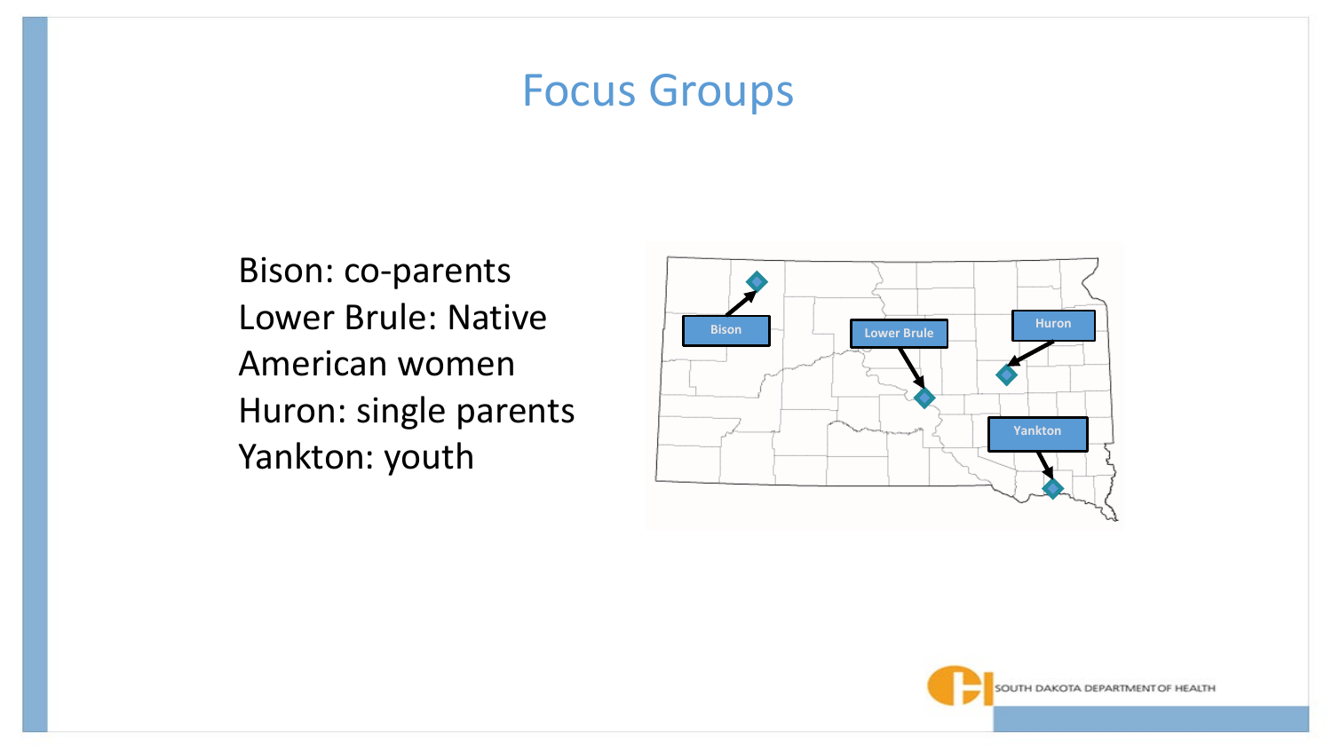# Focus Groups

Bison: co-parents
Lower Brule: Native American women
Huron: single parents
Yankton: youth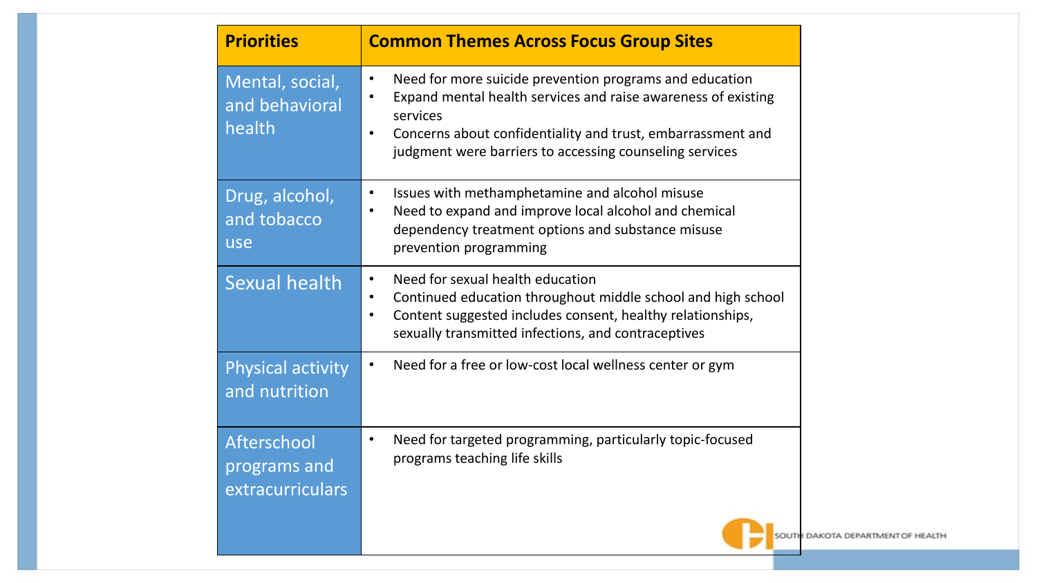| Priorities | Common Themes Across Focus Group Sites |
| --- | --- |
| Mental, social, and behavioral health | • Need for more suicide prevention programs and education<br>• Expand mental health services and raise awareness of existing services<br>• Concerns about confidentiality and trust, embarrassment and judgment were barriers to accessing counseling services |
| Drug, alcohol, and tobacco use | • Issues with methamphetamine and alcohol misuse<br>• Need to expand and improve local alcohol and chemical dependency treatment options and substance misuse prevention programming |
| Sexual health | • Need for sexual health education<br>• Continued education throughout middle school and high school<br>• Content suggested includes consent, healthy relationships, sexually transmitted infections, and contraceptives |
| Physical activity and nutrition | • Need for a free or low-cost local wellness center or gym |
| Afterschool programs and extracurriculars | • Need for targeted programming, particularly topic-focused programs teaching life skills |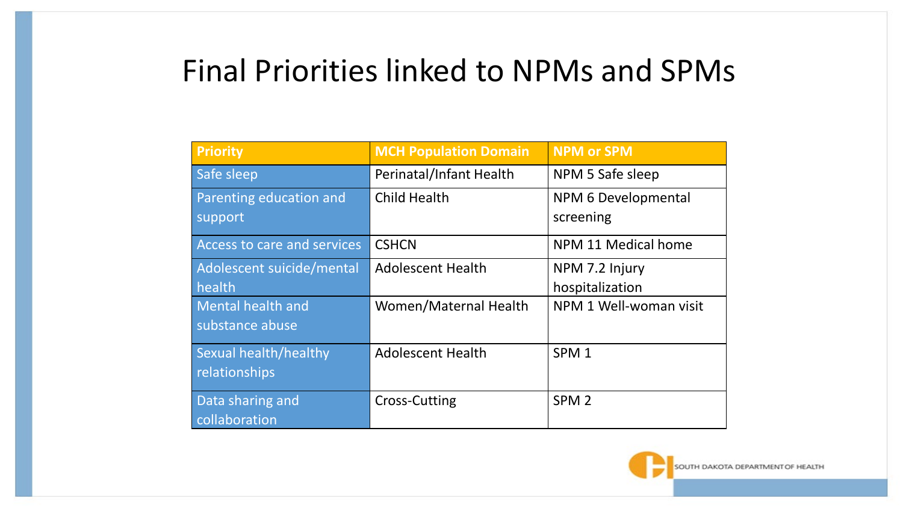# Final Priorities linked to NPMs and SPMs

| Priority | MCH Population Domain | NPM or SPM |
|---|---|---|
| Safe sleep | Perinatal/Infant Health | NPM 5 Safe sleep |
| Parenting education and support | Child Health | NPM 6 Developmental screening |
| Access to care and services | CSHCN | NPM 11 Medical home |
| Adolescent suicide/mental health | Adolescent Health | NPM 7.2 Injury hospitalization |
| Mental health and substance abuse | Women/Maternal Health | NPM 1 Well-woman visit |
| Sexual health/healthy relationships | Adolescent Health | SPM 1 |
| Data sharing and collaboration | Cross-Cutting | SPM 2 |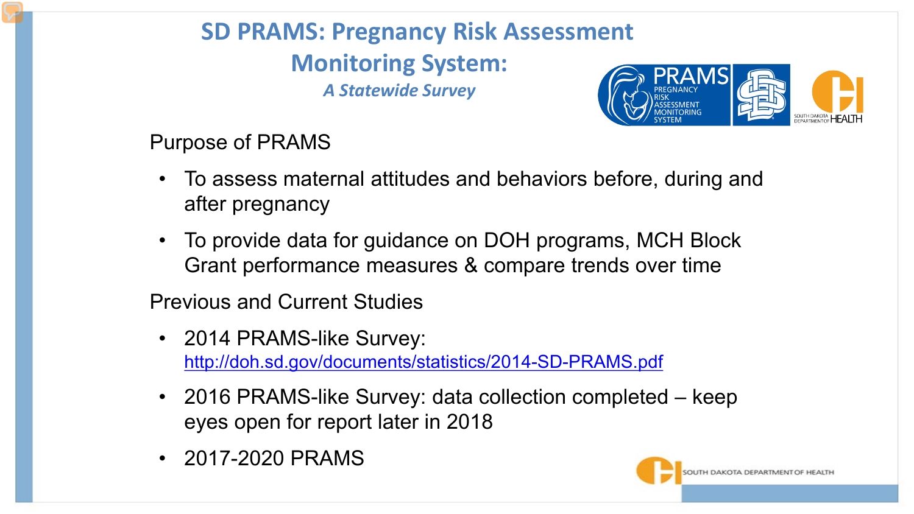# SD PRAMS: Pregnancy Risk Assessment Monitoring System:

*A Statewide Survey*

## Purpose of PRAMS

- To assess maternal attitudes and behaviors before, during and after pregnancy
- To provide data for guidance on DOH programs, MCH Block Grant performance measures & compare trends over time

## Previous and Current Studies

- 2014 PRAMS-like Survey: http://doh.sd.gov/documents/statistics/2014-SD-PRAMS.pdf
- 2016 PRAMS-like Survey: data collection completed – keep eyes open for report later in 2018
- 2017-2020 PRAMS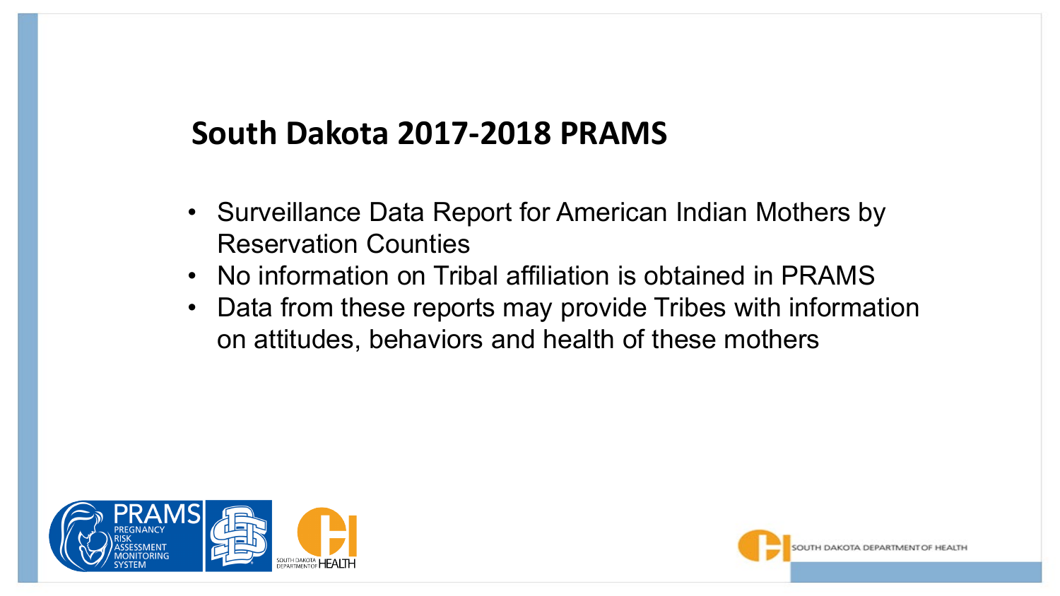# South Dakota 2017-2018 PRAMS

- Surveillance Data Report for American Indian Mothers by Reservation Counties
- No information on Tribal affiliation is obtained in PRAMS
- Data from these reports may provide Tribes with information on attitudes, behaviors and health of these mothers